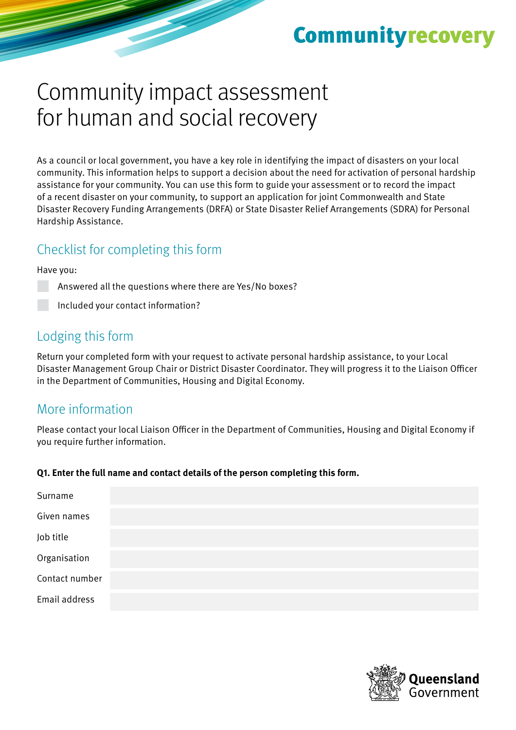Communityrecovery

# Community impact assessment for human and social recovery

As a council or local government, you have a key role in identifying the impact of disasters on your local community. This information helps to support a decision about the need for activation of personal hardship assistance for your community. You can use this form to guide your assessment or to record the impact of a recent disaster on your community, to support an application for joint Commonwealth and State Disaster Recovery Funding Arrangements (DRFA) or State Disaster Relief Arrangements (SDRA) for Personal Hardship Assistance.

## Checklist for completing this form

Have you:

- ☐ Answered all the questions where there are Yes/No boxes?
- ☐ Included your contact information?

## Lodging this form

Return your completed form with your request to activate personal hardship assistance, to your Local Disaster Management Group Chair or District Disaster Coordinator. They will progress it to the Liaison Officer in the Department of Communities, Housing and Digital Economy.

## More information

Please contact your local Liaison Officer in the Department of Communities, Housing and Digital Economy if you require further information.

**Q1. Enter the full name and contact details of the person completing this form.**

| | |
|---|---|
| Surname | |
| Given names | |
| Job title | |
| Organisation | |
| Contact number | |
| Email address | |

Queensland Government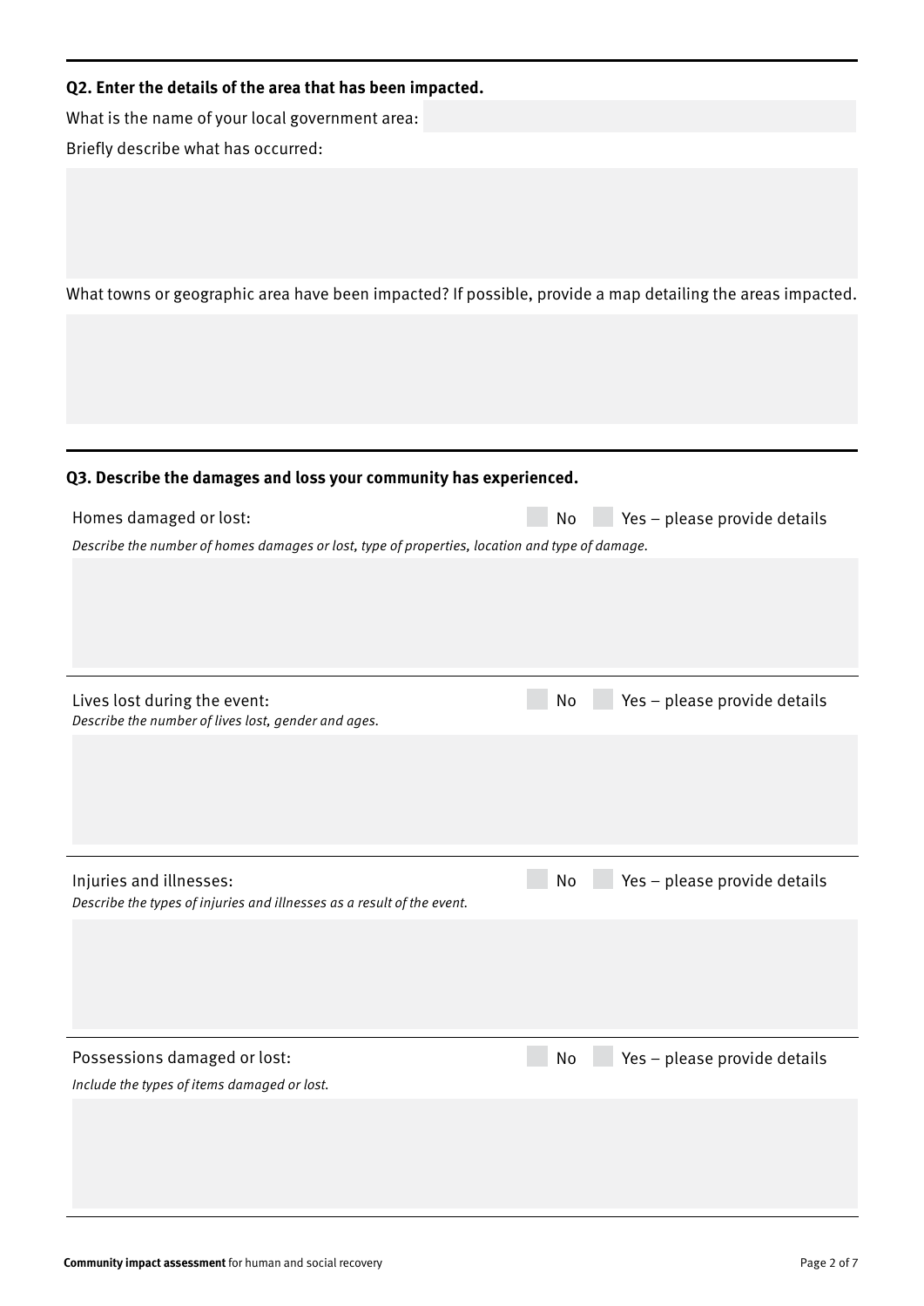### Q2. Enter the details of the area that has been impacted.

What is the name of your local government area:

Briefly describe what has occurred:

What towns or geographic area have been impacted? If possible, provide a map detailing the areas impacted.

### Q3. Describe the damages and loss your community has experienced.

Homes damaged or lost: No Yes – please provide details

*Describe the number of homes damages or lost, type of properties, location and type of damage.*

Lives lost during the event: No Yes – please provide details

*Describe the number of lives lost, gender and ages.*

Injuries and illnesses: No Yes – please provide details

*Describe the types of injuries and illnesses as a result of the event.*

Possessions damaged or lost: No Yes – please provide details

*Include the types of items damaged or lost.*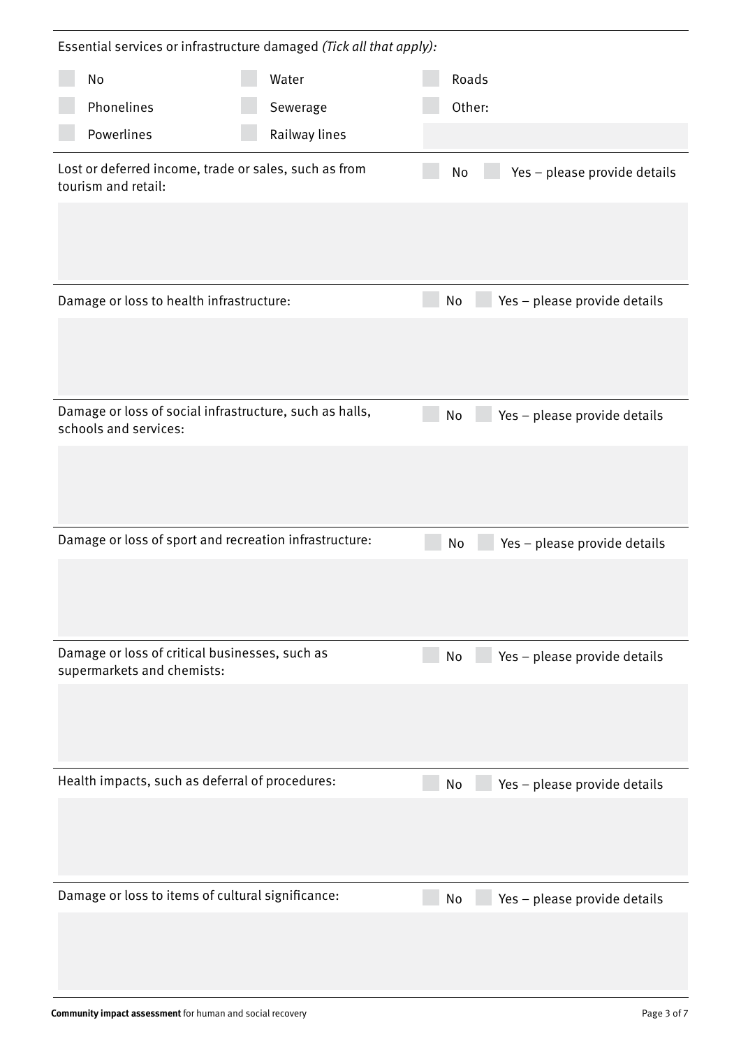Essential services or infrastructure damaged *(Tick all that apply):*

- ☐ No
- ☐ Phonelines
- ☐ Powerlines
- ☐ Water
- ☐ Sewerage
- ☐ Railway lines
- ☐ Roads
- ☐ Other:

Lost or deferred income, trade or sales, such as from tourism and retail: ☐ No ☐ Yes – please provide details

Damage or loss to health infrastructure: ☐ No ☐ Yes – please provide details

Damage or loss of social infrastructure, such as halls, schools and services: ☐ No ☐ Yes – please provide details

Damage or loss of sport and recreation infrastructure: ☐ No ☐ Yes – please provide details

Damage or loss of critical businesses, such as supermarkets and chemists: ☐ No ☐ Yes – please provide details

Health impacts, such as deferral of procedures: ☐ No ☐ Yes – please provide details

Damage or loss to items of cultural significance: ☐ No ☐ Yes – please provide details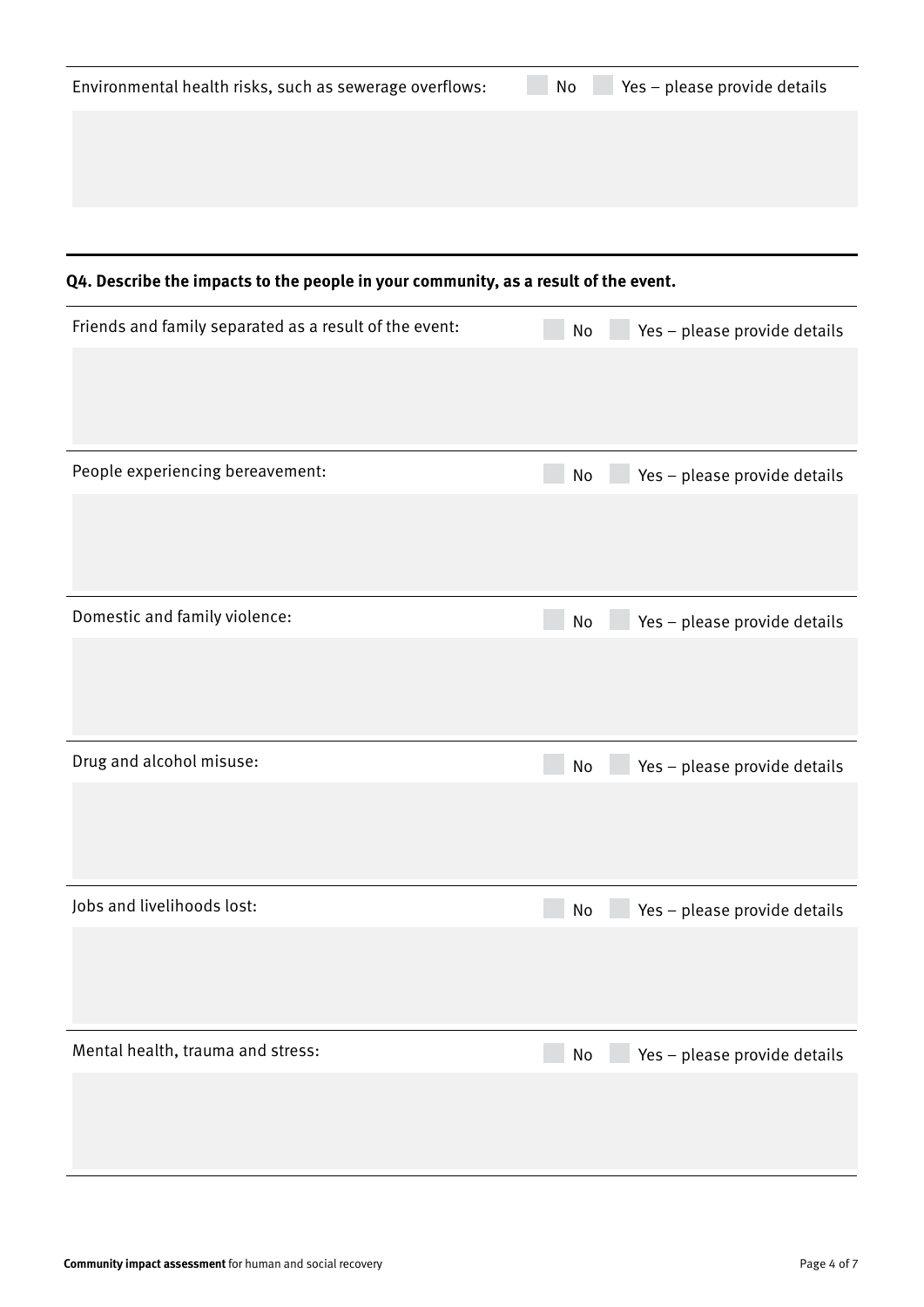Environmental health risks, such as sewerage overflows: ☐ No ☐ Yes – please provide details

**Q4. Describe the impacts to the people in your community, as a result of the event.**

Friends and family separated as a result of the event: ☐ No ☐ Yes – please provide details

People experiencing bereavement: ☐ No ☐ Yes – please provide details

Domestic and family violence: ☐ No ☐ Yes – please provide details

Drug and alcohol misuse: ☐ No ☐ Yes – please provide details

Jobs and livelihoods lost: ☐ No ☐ Yes – please provide details

Mental health, trauma and stress: ☐ No ☐ Yes – please provide details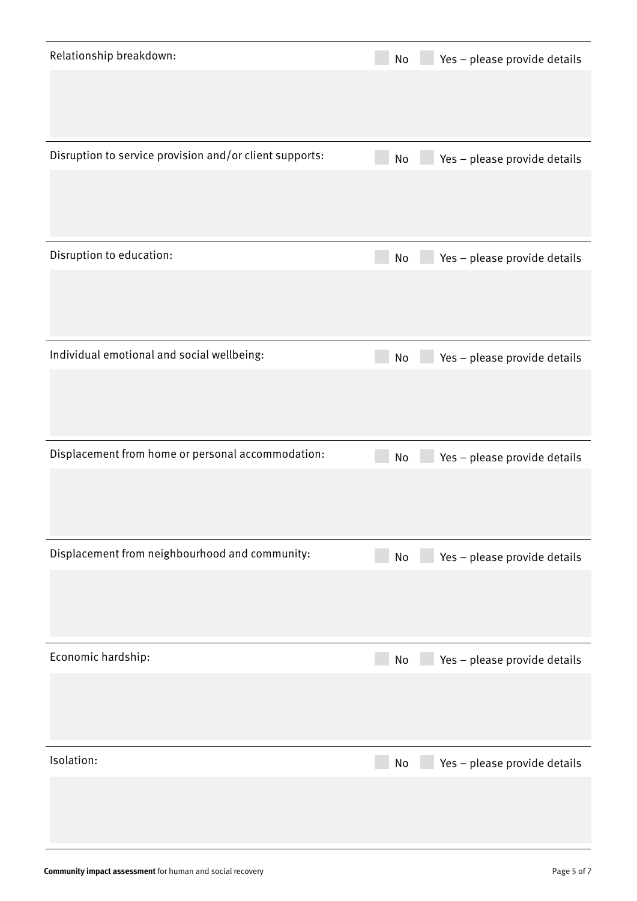Relationship breakdown: ☐ No ☐ Yes – please provide details

Disruption to service provision and/or client supports: ☐ No ☐ Yes – please provide details

Disruption to education: ☐ No ☐ Yes – please provide details

Individual emotional and social wellbeing: ☐ No ☐ Yes – please provide details

Displacement from home or personal accommodation: ☐ No ☐ Yes – please provide details

Displacement from neighbourhood and community: ☐ No ☐ Yes – please provide details

Economic hardship: ☐ No ☐ Yes – please provide details

Isolation: ☐ No ☐ Yes – please provide details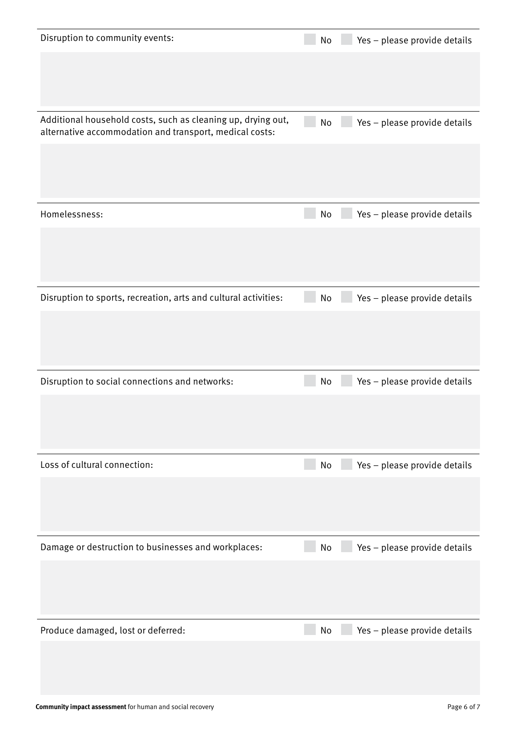Disruption to community events: ☐ No ☐ Yes – please provide details

Additional household costs, such as cleaning up, drying out, alternative accommodation and transport, medical costs: ☐ No ☐ Yes – please provide details

Homelessness: ☐ No ☐ Yes – please provide details

Disruption to sports, recreation, arts and cultural activities: ☐ No ☐ Yes – please provide details

Disruption to social connections and networks: ☐ No ☐ Yes – please provide details

Loss of cultural connection: ☐ No ☐ Yes – please provide details

Damage or destruction to businesses and workplaces: ☐ No ☐ Yes – please provide details

Produce damaged, lost or deferred: ☐ No ☐ Yes – please provide details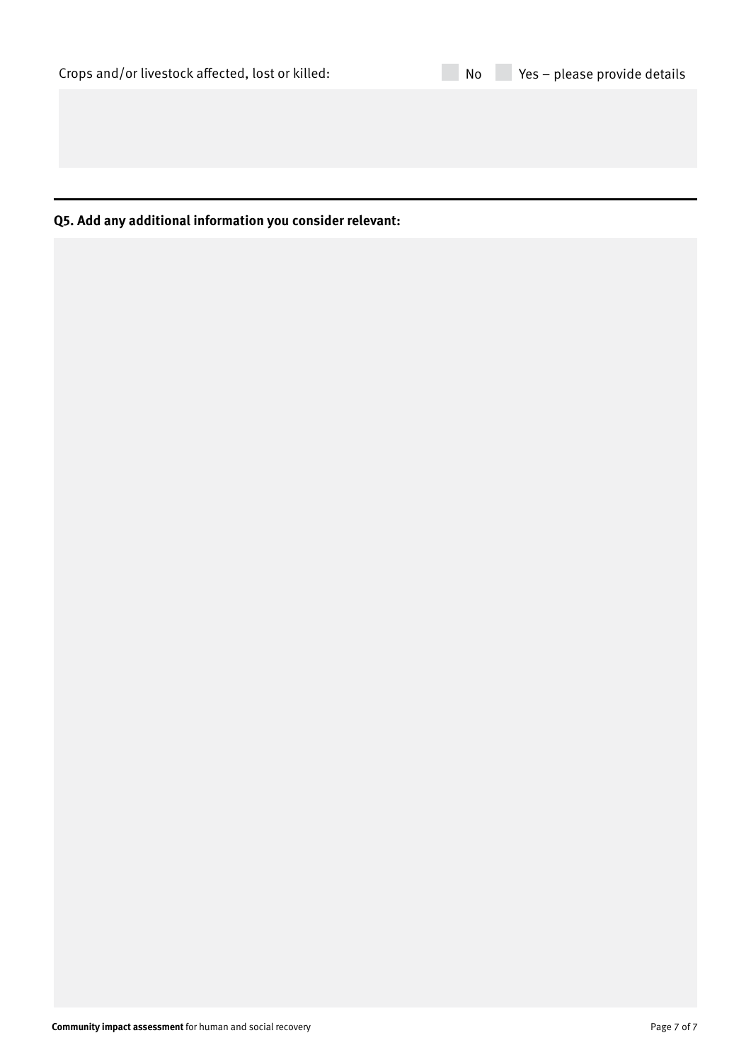Crops and/or livestock affected, lost or killed: ☐ No ☐ Yes – please provide details

---

**Q5. Add any additional information you consider relevant:**